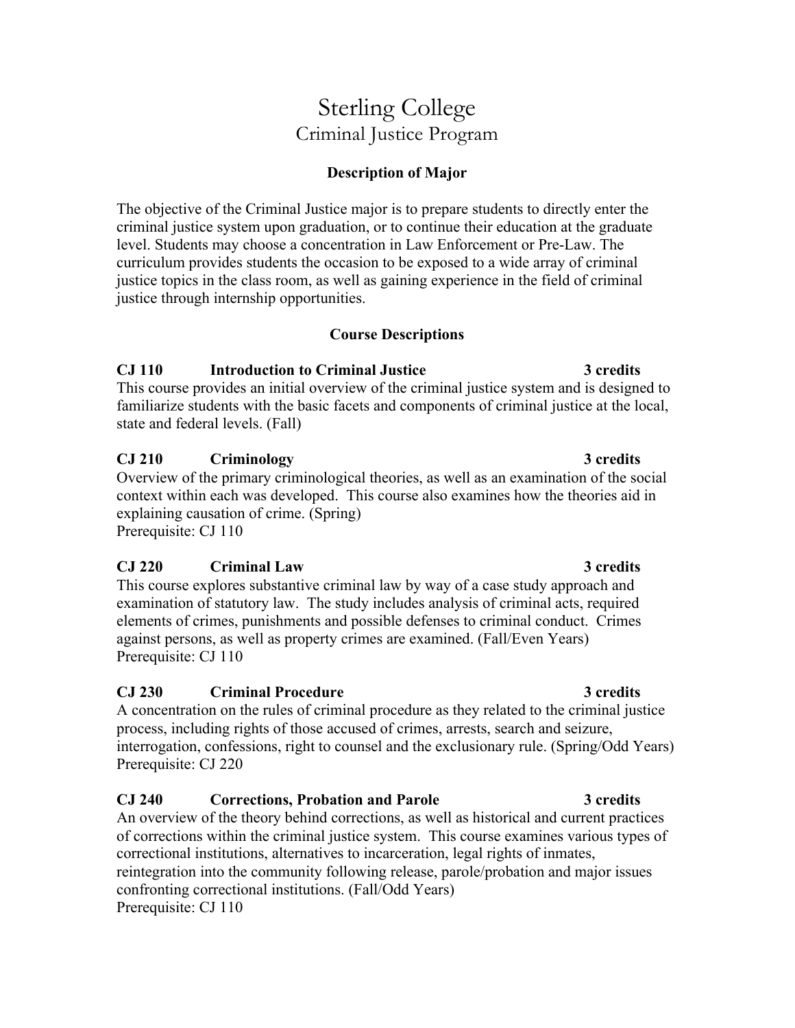# Sterling College

## Criminal Justice Program

### Description of Major

The objective of the Criminal Justice major is to prepare students to directly enter the criminal justice system upon graduation, or to continue their education at the graduate level. Students may choose a concentration in Law Enforcement or Pre-Law. The curriculum provides students the occasion to be exposed to a wide array of criminal justice topics in the class room, as well as gaining experience in the field of criminal justice through internship opportunities.

### Course Descriptions

**CJ 110 Introduction to Criminal Justice 3 credits**
This course provides an initial overview of the criminal justice system and is designed to familiarize students with the basic facets and components of criminal justice at the local, state and federal levels. (Fall)

**CJ 210 Criminology 3 credits**
Overview of the primary criminological theories, as well as an examination of the social context within each was developed. This course also examines how the theories aid in explaining causation of crime. (Spring)
Prerequisite: CJ 110

**CJ 220 Criminal Law 3 credits**
This course explores substantive criminal law by way of a case study approach and examination of statutory law. The study includes analysis of criminal acts, required elements of crimes, punishments and possible defenses to criminal conduct. Crimes against persons, as well as property crimes are examined. (Fall/Even Years)
Prerequisite: CJ 110

**CJ 230 Criminal Procedure 3 credits**
A concentration on the rules of criminal procedure as they related to the criminal justice process, including rights of those accused of crimes, arrests, search and seizure, interrogation, confessions, right to counsel and the exclusionary rule. (Spring/Odd Years)
Prerequisite: CJ 220

**CJ 240 Corrections, Probation and Parole 3 credits**
An overview of the theory behind corrections, as well as historical and current practices of corrections within the criminal justice system. This course examines various types of correctional institutions, alternatives to incarceration, legal rights of inmates, reintegration into the community following release, parole/probation and major issues confronting correctional institutions. (Fall/Odd Years)
Prerequisite: CJ 110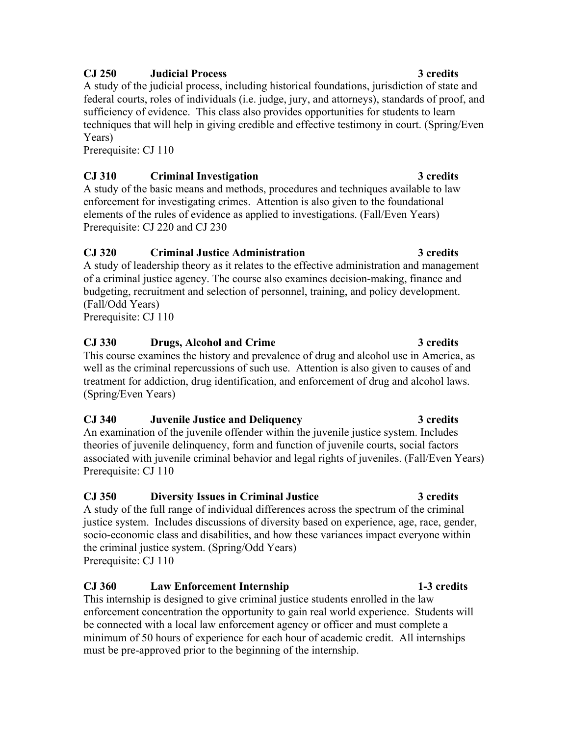**CJ 250 Judicial Process 3 credits**

A study of the judicial process, including historical foundations, jurisdiction of state and federal courts, roles of individuals (i.e. judge, jury, and attorneys), standards of proof, and sufficiency of evidence. This class also provides opportunities for students to learn techniques that will help in giving credible and effective testimony in court. (Spring/Even Years)

Prerequisite: CJ 110

**CJ 310 Criminal Investigation 3 credits**

A study of the basic means and methods, procedures and techniques available to law enforcement for investigating crimes. Attention is also given to the foundational elements of the rules of evidence as applied to investigations. (Fall/Even Years)

Prerequisite: CJ 220 and CJ 230

**CJ 320 Criminal Justice Administration 3 credits**

A study of leadership theory as it relates to the effective administration and management of a criminal justice agency. The course also examines decision-making, finance and budgeting, recruitment and selection of personnel, training, and policy development. (Fall/Odd Years)

Prerequisite: CJ 110

**CJ 330 Drugs, Alcohol and Crime 3 credits**

This course examines the history and prevalence of drug and alcohol use in America, as well as the criminal repercussions of such use. Attention is also given to causes of and treatment for addiction, drug identification, and enforcement of drug and alcohol laws. (Spring/Even Years)

**CJ 340 Juvenile Justice and Deliquency 3 credits**

An examination of the juvenile offender within the juvenile justice system. Includes theories of juvenile delinquency, form and function of juvenile courts, social factors associated with juvenile criminal behavior and legal rights of juveniles. (Fall/Even Years)

Prerequisite: CJ 110

**CJ 350 Diversity Issues in Criminal Justice 3 credits**

A study of the full range of individual differences across the spectrum of the criminal justice system. Includes discussions of diversity based on experience, age, race, gender, socio-economic class and disabilities, and how these variances impact everyone within the criminal justice system. (Spring/Odd Years)

Prerequisite: CJ 110

**CJ 360 Law Enforcement Internship 1-3 credits**

This internship is designed to give criminal justice students enrolled in the law enforcement concentration the opportunity to gain real world experience. Students will be connected with a local law enforcement agency or officer and must complete a minimum of 50 hours of experience for each hour of academic credit. All internships must be pre-approved prior to the beginning of the internship.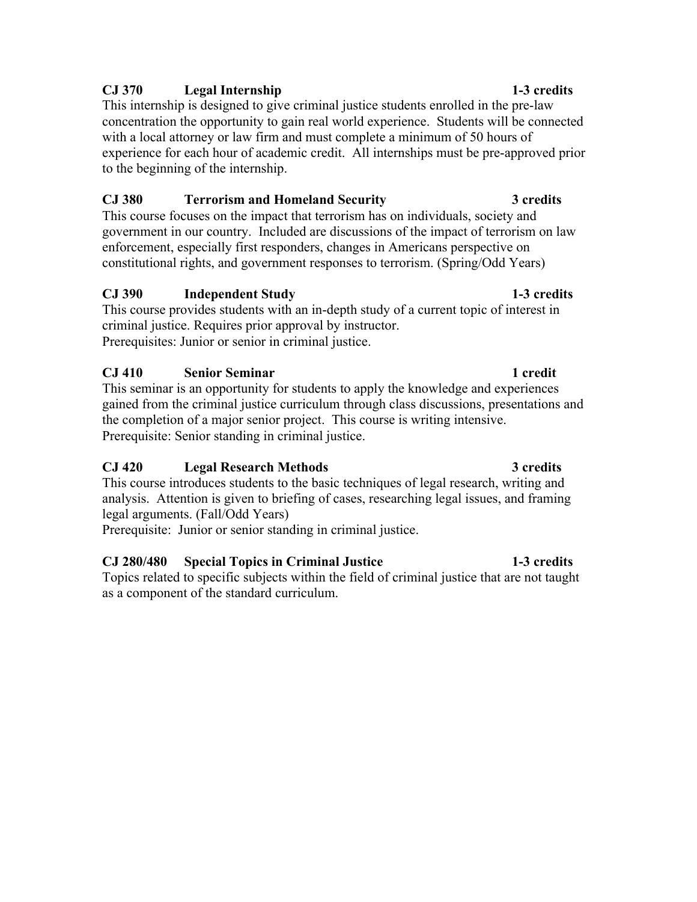**CJ 370 Legal Internship 1-3 credits**

This internship is designed to give criminal justice students enrolled in the pre-law concentration the opportunity to gain real world experience. Students will be connected with a local attorney or law firm and must complete a minimum of 50 hours of experience for each hour of academic credit. All internships must be pre-approved prior to the beginning of the internship.

**CJ 380 Terrorism and Homeland Security 3 credits**

This course focuses on the impact that terrorism has on individuals, society and government in our country. Included are discussions of the impact of terrorism on law enforcement, especially first responders, changes in Americans perspective on constitutional rights, and government responses to terrorism. (Spring/Odd Years)

**CJ 390 Independent Study 1-3 credits**

This course provides students with an in-depth study of a current topic of interest in criminal justice. Requires prior approval by instructor.
Prerequisites: Junior or senior in criminal justice.

**CJ 410 Senior Seminar 1 credit**

This seminar is an opportunity for students to apply the knowledge and experiences gained from the criminal justice curriculum through class discussions, presentations and the completion of a major senior project. This course is writing intensive.
Prerequisite: Senior standing in criminal justice.

**CJ 420 Legal Research Methods 3 credits**

This course introduces students to the basic techniques of legal research, writing and analysis. Attention is given to briefing of cases, researching legal issues, and framing legal arguments. (Fall/Odd Years)
Prerequisite: Junior or senior standing in criminal justice.

**CJ 280/480 Special Topics in Criminal Justice 1-3 credits**

Topics related to specific subjects within the field of criminal justice that are not taught as a component of the standard curriculum.